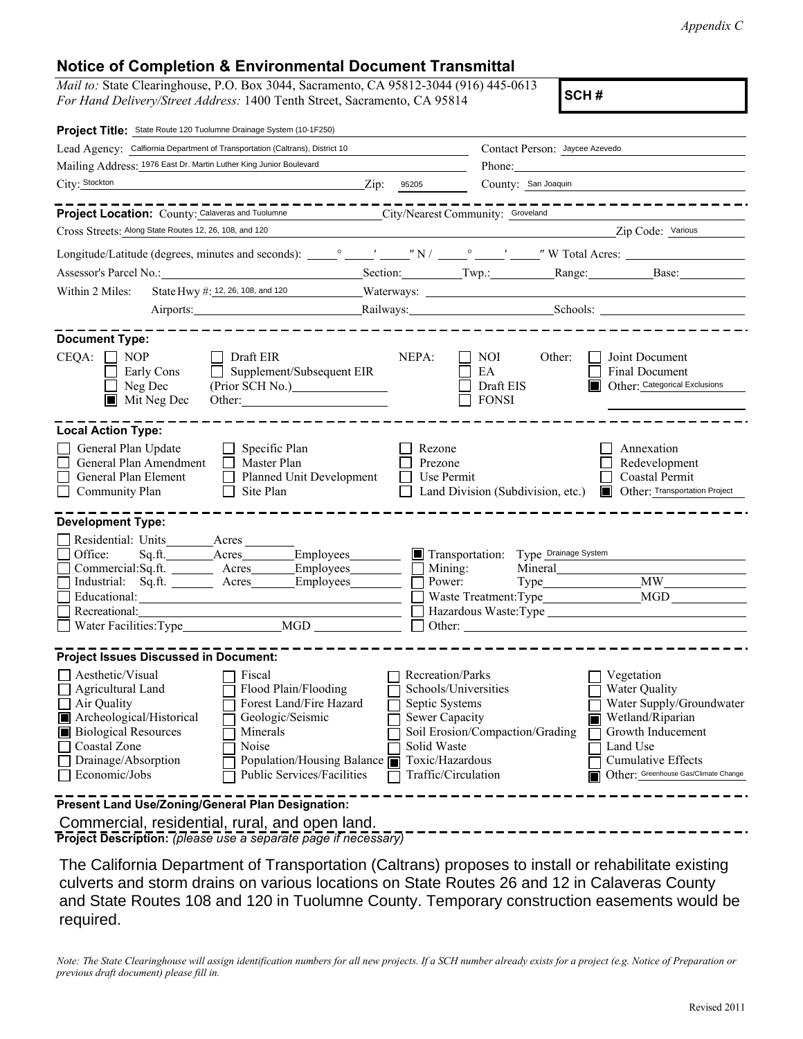*Appendix C*

## Notice of Completion & Environmental Document Transmittal

*Mail to:* State Clearinghouse, P.O. Box 3044, Sacramento, CA 95812-3044 (916) 445-0613
*For Hand Delivery/Street Address:* 1400 Tenth Street, Sacramento, CA 95814

**SCH #**

**Project Title:** State Route 120 Tuolumne Drainage System (10-1F250)

Lead Agency: California Department of Transportation (Caltrans), District 10
Contact Person: Jaycee Azevedo
Mailing Address: 1976 East Dr. Martin Luther King Junior Boulevard
Phone:
City: Stockton Zip: 95205
County: San Joaquin

**Project Location:** County: Calaveras and Tuolumne City/Nearest Community: Groveland
Cross Streets: Along State Routes 12, 26, 108, and 120 Zip Code: Various
Longitude/Latitude (degrees, minutes and seconds): ___° ___′ ___″ N / ___° ___′ ___″ W Total Acres:
Assessor's Parcel No.: Section: Twp.: Range: Base:
Within 2 Miles: State Hwy #: 12, 26, 108, and 120 Waterways:
Airports: Railways: Schools:

**Document Type:**

CEQA:
- [ ] NOP
- [ ] Early Cons
- [ ] Neg Dec
- [x] Mit Neg Dec
- [ ] Draft EIR
- [ ] Supplement/Subsequent EIR (Prior SCH No.)
- Other:

NEPA:
- [ ] NOI
- [ ] EA
- [ ] Draft EIS
- [ ] FONSI

Other:
- [ ] Joint Document
- [ ] Final Document
- [x] Other: Categorical Exclusions

**Local Action Type:**

- [ ] General Plan Update
- [ ] General Plan Amendment
- [ ] General Plan Element
- [ ] Community Plan
- [ ] Specific Plan
- [ ] Master Plan
- [ ] Planned Unit Development
- [ ] Site Plan
- [ ] Rezone
- [ ] Prezone
- [ ] Use Permit
- [ ] Land Division (Subdivision, etc.)
- [ ] Annexation
- [ ] Redevelopment
- [ ] Coastal Permit
- [x] Other: Transportation Project

**Development Type:**

- [ ] Residential: Units ___ Acres ___
- [ ] Office: Sq.ft. ___ Acres ___ Employees ___
- [ ] Commercial: Sq.ft. ___ Acres ___ Employees ___
- [ ] Industrial: Sq.ft. ___ Acres ___ Employees ___
- [ ] Educational:
- [ ] Recreational:
- [ ] Water Facilities: Type ___ MGD ___
- [x] Transportation: Type Drainage System
- [ ] Mining: Mineral
- [ ] Power: Type ___ MW ___
- [ ] Waste Treatment: Type ___ MGD ___
- [ ] Hazardous Waste: Type
- [ ] Other:

**Project Issues Discussed in Document:**

- [ ] Aesthetic/Visual
- [ ] Agricultural Land
- [ ] Air Quality
- [x] Archeological/Historical
- [x] Biological Resources
- [ ] Coastal Zone
- [ ] Drainage/Absorption
- [ ] Economic/Jobs
- [ ] Fiscal
- [ ] Flood Plain/Flooding
- [ ] Forest Land/Fire Hazard
- [ ] Geologic/Seismic
- [ ] Minerals
- [ ] Noise
- [ ] Population/Housing Balance
- [ ] Public Services/Facilities
- [ ] Recreation/Parks
- [ ] Schools/Universities
- [ ] Septic Systems
- [ ] Sewer Capacity
- [ ] Soil Erosion/Compaction/Grading
- [ ] Solid Waste
- [x] Toxic/Hazardous
- [ ] Traffic/Circulation
- [ ] Vegetation
- [ ] Water Quality
- [ ] Water Supply/Groundwater
- [x] Wetland/Riparian
- [ ] Growth Inducement
- [ ] Land Use
- [ ] Cumulative Effects
- [x] Other: Greenhouse Gas/Climate Change

**Present Land Use/Zoning/General Plan Designation:**

Commercial, residential, rural, and open land.

**Project Description:** *(please use a separate page if necessary)*

The California Department of Transportation (Caltrans) proposes to install or rehabilitate existing culverts and storm drains on various locations on State Routes 26 and 12 in Calaveras County and State Routes 108 and 120 in Tuolumne County. Temporary construction easements would be required.

*Note: The State Clearinghouse will assign identification numbers for all new projects. If a SCH number already exists for a project (e.g. Notice of Preparation or previous draft document) please fill in.*

Revised 2011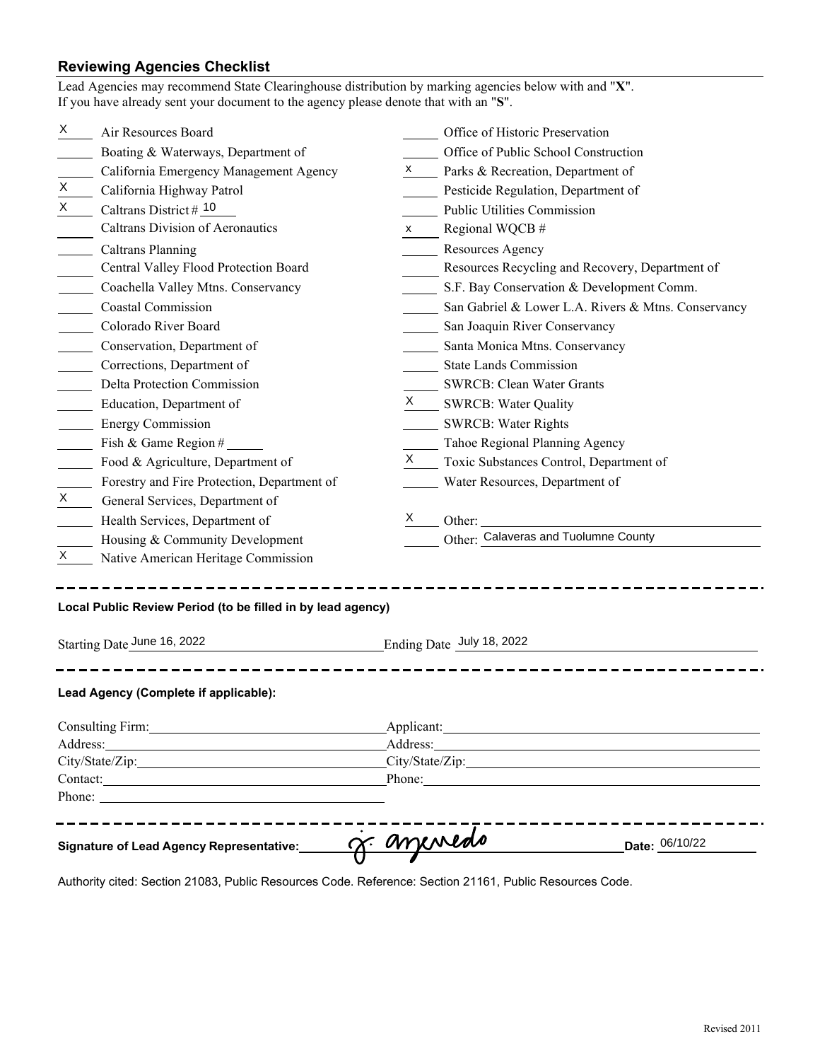## Reviewing Agencies Checklist

Lead Agencies may recommend State Clearinghouse distribution by marking agencies below with and "**X**".
If you have already sent your document to the agency please denote that with an "**S**".

X Air Resources Board
___ Boating & Waterways, Department of
___ California Emergency Management Agency
X California Highway Patrol
X Caltrans District # 10
___ Caltrans Division of Aeronautics
___ Caltrans Planning
___ Central Valley Flood Protection Board
___ Coachella Valley Mtns. Conservancy
___ Coastal Commission
___ Colorado River Board
___ Conservation, Department of
___ Corrections, Department of
___ Delta Protection Commission
___ Education, Department of
___ Energy Commission
___ Fish & Game Region # ___
___ Food & Agriculture, Department of
___ Forestry and Fire Protection, Department of
X General Services, Department of
___ Health Services, Department of
___ Housing & Community Development
X Native American Heritage Commission
___ Office of Historic Preservation
___ Office of Public School Construction
x Parks & Recreation, Department of
___ Pesticide Regulation, Department of
___ Public Utilities Commission
x Regional WQCB #
___ Resources Agency
___ Resources Recycling and Recovery, Department of
___ S.F. Bay Conservation & Development Comm.
___ San Gabriel & Lower L.A. Rivers & Mtns. Conservancy
___ San Joaquin River Conservancy
___ Santa Monica Mtns. Conservancy
___ State Lands Commission
___ SWRCB: Clean Water Grants
X SWRCB: Water Quality
___ SWRCB: Water Rights
___ Tahoe Regional Planning Agency
X Toxic Substances Control, Department of
___ Water Resources, Department of
X Other: ___
___ Other: Calaveras and Tuolumne County

---

**Local Public Review Period (to be filled in by lead agency)**

Starting Date June 16, 2022 Ending Date July 18, 2022

---

**Lead Agency (Complete if applicable):**

Consulting Firm: ___ Applicant: ___
Address: ___ Address: ___
City/State/Zip: ___ City/State/Zip: ___
Contact: ___ Phone: ___
Phone: ___

---

**Signature of Lead Agency Representative:** J. Azevedo **Date:** 06/10/22

Authority cited: Section 21083, Public Resources Code. Reference: Section 21161, Public Resources Code.

Revised 2011